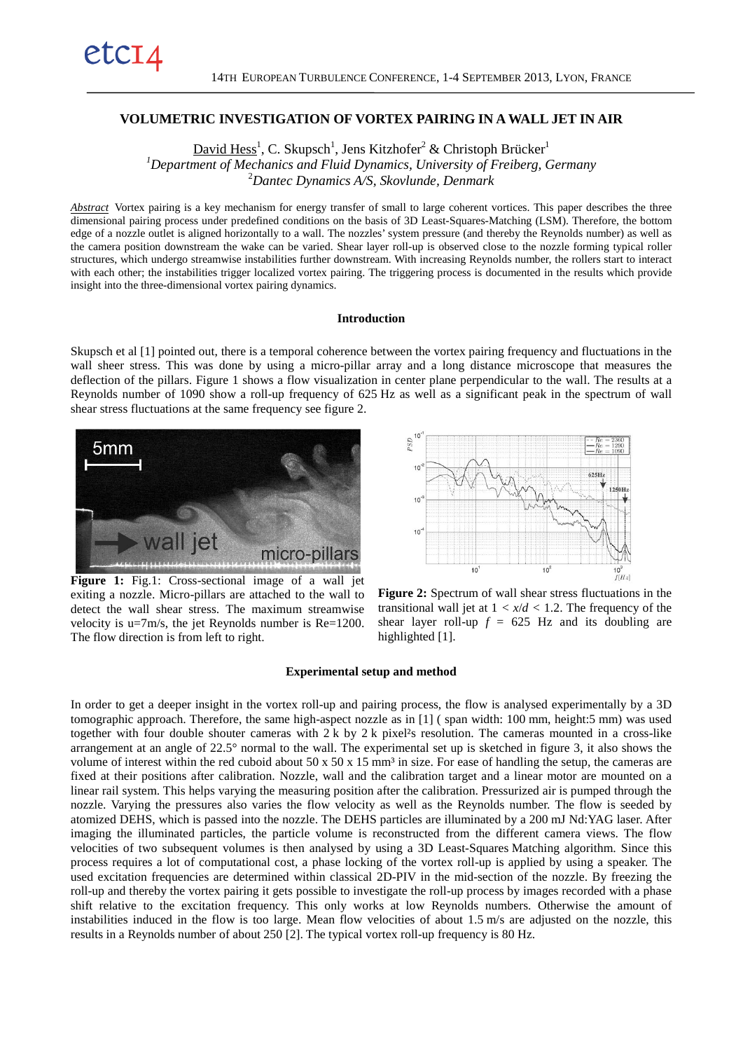# VOLUMETRIC INVESTIGATION OF VORTEX PAIRING IN A WALL JET IN AIR

David Hess[1], C. Skupsch[1], Jens Kitzhofer[2] & Christoph Brücker[1]

[1]*Department of Mechanics and Fluid Dynamics, University of Freiberg, Germany*

[2]*Dantec Dynamics A/S, Skovlunde, Denmark*

*Abstract* Vortex pairing is a key mechanism for energy transfer of small to large coherent vortices. This paper describes the three dimensional pairing process under predefined conditions on the basis of 3D Least-Squares-Matching (LSM). Therefore, the bottom edge of a nozzle outlet is aligned horizontally to a wall. The nozzles' system pressure (and thereby the Reynolds number) as well as the camera position downstream the wake can be varied. Shear layer roll-up is observed close to the nozzle forming typical roller structures, which undergo streamwise instabilities further downstream. With increasing Reynolds number, the rollers start to interact with each other; the instabilities trigger localized vortex pairing. The triggering process is documented in the results which provide insight into the three-dimensional vortex pairing dynamics.

## Introduction

Skupsch et al [1] pointed out, there is a temporal coherence between the vortex pairing frequency and fluctuations in the wall sheer stress. This was done by using a micro-pillar array and a long distance microscope that measures the deflection of the pillars. Figure 1 shows a flow visualization in center plane perpendicular to the wall. The results at a Reynolds number of 1090 show a roll-up frequency of 625 Hz as well as a significant peak in the spectrum of wall shear stress fluctuations at the same frequency see figure 2.

**Figure 1:** Fig.1: Cross-sectional image of a wall jet exiting a nozzle. Micro-pillars are attached to the wall to detect the wall shear stress. The maximum streamwise velocity is u=7m/s, the jet Reynolds number is Re=1200. The flow direction is from left to right.

**Figure 2:** Spectrum of wall shear stress fluctuations in the transitional wall jet at $1 < x/d < 1.2$. The frequency of the shear layer roll-up $f$ = 625 Hz and its doubling are highlighted [1].

## Experimental setup and method

In order to get a deeper insight in the vortex roll-up and pairing process, the flow is analysed experimentally by a 3D tomographic approach. Therefore, the same high-aspect nozzle as in [1] ( span width: 100 mm, height:5 mm) was used together with four double shouter cameras with 2 k by 2 k pixel²s resolution. The cameras mounted in a cross-like arrangement at an angle of 22.5° normal to the wall. The experimental set up is sketched in figure 3, it also shows the volume of interest within the red cuboid about 50 x 50 x 15 mm³ in size. For ease of handling the setup, the cameras are fixed at their positions after calibration. Nozzle, wall and the calibration target and a linear motor are mounted on a linear rail system. This helps varying the measuring position after the calibration. Pressurized air is pumped through the nozzle. Varying the pressures also varies the flow velocity as well as the Reynolds number. The flow is seeded by atomized DEHS, which is passed into the nozzle. The DEHS particles are illuminated by a 200 mJ Nd:YAG laser. After imaging the illuminated particles, the particle volume is reconstructed from the different camera views. The flow velocities of two subsequent volumes is then analysed by using a 3D Least-Squares Matching algorithm. Since this process requires a lot of computational cost, a phase locking of the vortex roll-up is applied by using a speaker. The used excitation frequencies are determined within classical 2D-PIV in the mid-section of the nozzle. By freezing the roll-up and thereby the vortex pairing it gets possible to investigate the roll-up process by images recorded with a phase shift relative to the excitation frequency. This only works at low Reynolds numbers. Otherwise the amount of instabilities induced in the flow is too large. Mean flow velocities of about 1.5 m/s are adjusted on the nozzle, this results in a Reynolds number of about 250 [2]. The typical vortex roll-up frequency is 80 Hz.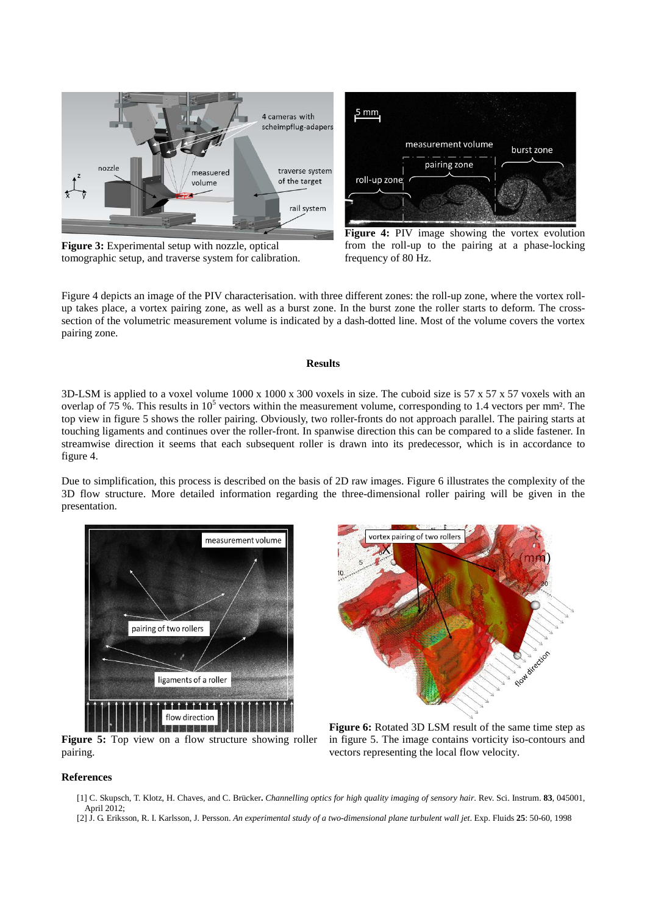**Figure 3:** Experimental setup with nozzle, optical tomographic setup, and traverse system for calibration.

**Figure 4:** PIV image showing the vortex evolution from the roll-up to the pairing at a phase-locking frequency of 80 Hz.

Figure 4 depicts an image of the PIV characterisation. with three different zones: the roll-up zone, where the vortex roll-up takes place, a vortex pairing zone, as well as a burst zone. In the burst zone the roller starts to deform. The cross-section of the volumetric measurement volume is indicated by a dash-dotted line. Most of the volume covers the vortex pairing zone.

## Results

3D-LSM is applied to a voxel volume 1000 x 1000 x 300 voxels in size. The cuboid size is 57 x 57 x 57 voxels with an overlap of 75 %. This results in $10^5$ vectors within the measurement volume, corresponding to 1.4 vectors per mm². The top view in figure 5 shows the roller pairing. Obviously, two roller-fronts do not approach parallel. The pairing starts at touching ligaments and continues over the roller-front. In spanwise direction this can be compared to a slide fastener. In streamwise direction it seems that each subsequent roller is drawn into its predecessor, which is in accordance to figure 4.

Due to simplification, this process is described on the basis of 2D raw images. Figure 6 illustrates the complexity of the 3D flow structure. More detailed information regarding the three-dimensional roller pairing will be given in the presentation.

**Figure 5:** Top view on a flow structure showing roller pairing.

**Figure 6:** Rotated 3D LSM result of the same time step as in figure 5. The image contains vorticity iso-contours and vectors representing the local flow velocity.

## References

[1] C. Skupsch, T. Klotz, H. Chaves, and C. Brücker. *Channelling optics for high quality imaging of sensory hair*. Rev. Sci. Instrum. **83**, 045001, April 2012;

[2] J. G. Eriksson, R. I. Karlsson, J. Persson. *An experimental study of a two-dimensional plane turbulent wall jet*. Exp. Fluids **25**: 50-60, 1998